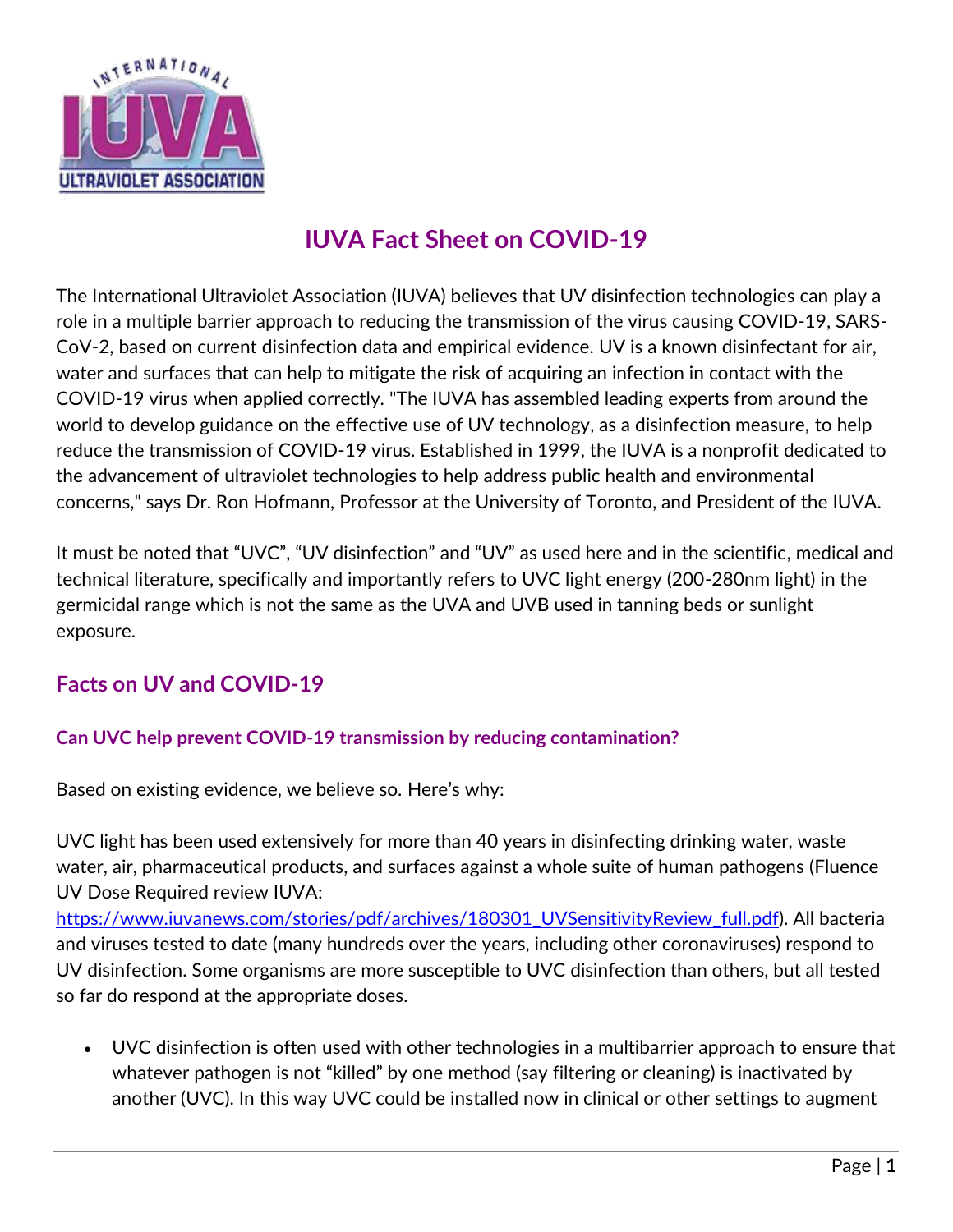# IUVA Fact Sheet on COVID-19

The International Ultraviolet Association (IUVA) believes that UV disinfection technologies can play a role in a multiple barrier approach to reducing the transmission of the virus causing COVID-19, SARS-CoV-2, based on current disinfection data and empirical evidence. UV is a known disinfectant for air, water and surfaces that can help to mitigate the risk of acquiring an infection in contact with the COVID-19 virus when applied correctly. "The IUVA has assembled leading experts from around the world to develop guidance on the effective use of UV technology, as a disinfection measure, to help reduce the transmission of COVID-19 virus. Established in 1999, the IUVA is a nonprofit dedicated to the advancement of ultraviolet technologies to help address public health and environmental concerns," says Dr. Ron Hofmann, Professor at the University of Toronto, and President of the IUVA.

It must be noted that "UVC", "UV disinfection" and "UV" as used here and in the scientific, medical and technical literature, specifically and importantly refers to UVC light energy (200-280nm light) in the germicidal range which is not the same as the UVA and UVB used in tanning beds or sunlight exposure.

## Facts on UV and COVID-19

### Can UVC help prevent COVID-19 transmission by reducing contamination?

Based on existing evidence, we believe so. Here's why:

UVC light has been used extensively for more than 40 years in disinfecting drinking water, waste water, air, pharmaceutical products, and surfaces against a whole suite of human pathogens (Fluence UV Dose Required review IUVA: https://www.iuvanews.com/stories/pdf/archives/180301_UVSensitivityReview_full.pdf). All bacteria and viruses tested to date (many hundreds over the years, including other coronaviruses) respond to UV disinfection. Some organisms are more susceptible to UVC disinfection than others, but all tested so far do respond at the appropriate doses.

- UVC disinfection is often used with other technologies in a multibarrier approach to ensure that whatever pathogen is not "killed" by one method (say filtering or cleaning) is inactivated by another (UVC). In this way UVC could be installed now in clinical or other settings to augment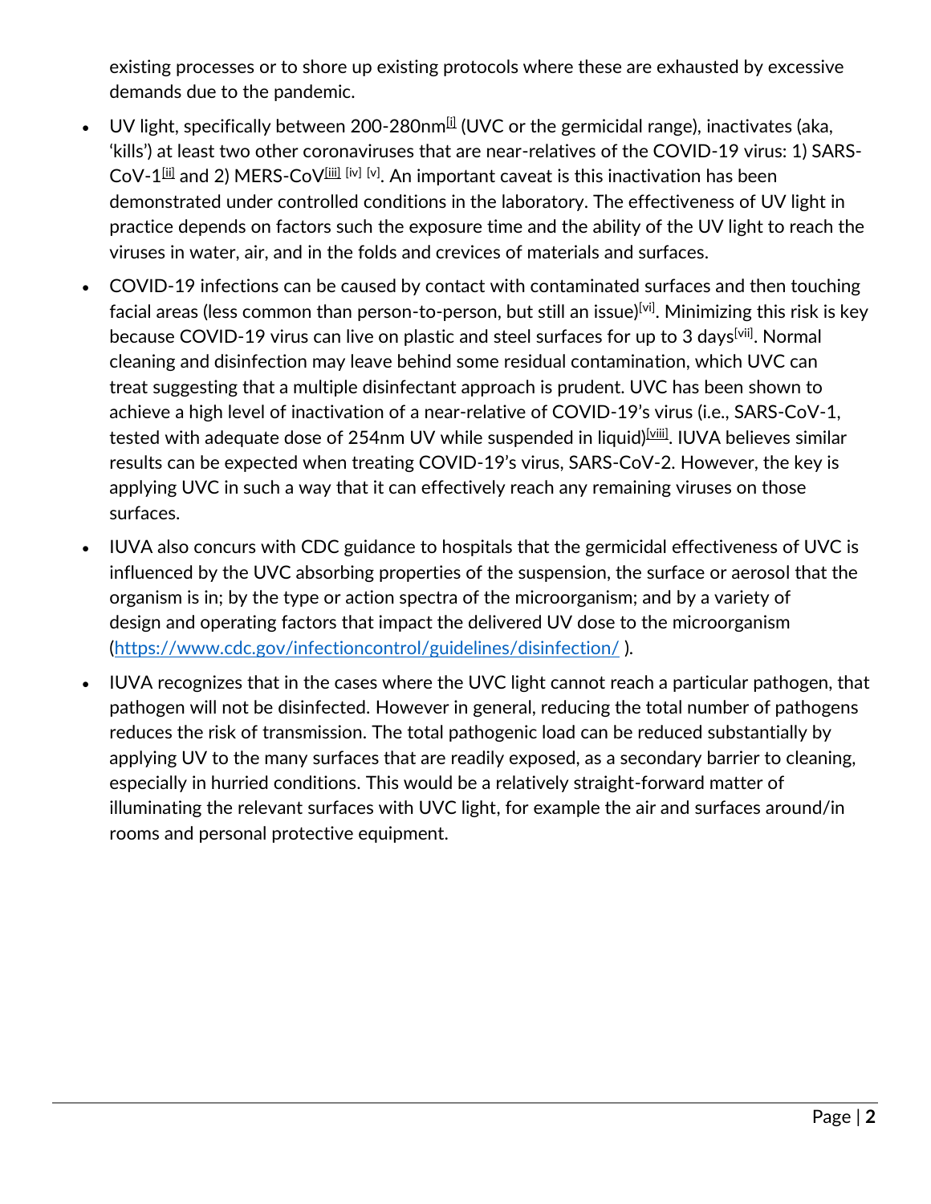existing processes or to shore up existing protocols where these are exhausted by excessive demands due to the pandemic.

- UV light, specifically between 200-280nm[i] (UVC or the germicidal range), inactivates (aka, 'kills') at least two other coronaviruses that are near-relatives of the COVID-19 virus: 1) SARS-CoV-1[ii] and 2) MERS-CoV[iii] [iv] [v]. An important caveat is this inactivation has been demonstrated under controlled conditions in the laboratory. The effectiveness of UV light in practice depends on factors such the exposure time and the ability of the UV light to reach the viruses in water, air, and in the folds and crevices of materials and surfaces.
- COVID-19 infections can be caused by contact with contaminated surfaces and then touching facial areas (less common than person-to-person, but still an issue)[vi]. Minimizing this risk is key because COVID-19 virus can live on plastic and steel surfaces for up to 3 days[vii]. Normal cleaning and disinfection may leave behind some residual contamination, which UVC can treat suggesting that a multiple disinfectant approach is prudent. UVC has been shown to achieve a high level of inactivation of a near-relative of COVID-19's virus (i.e., SARS-CoV-1, tested with adequate dose of 254nm UV while suspended in liquid)[viii]. IUVA believes similar results can be expected when treating COVID-19's virus, SARS-CoV-2. However, the key is applying UVC in such a way that it can effectively reach any remaining viruses on those surfaces.
- IUVA also concurs with CDC guidance to hospitals that the germicidal effectiveness of UVC is influenced by the UVC absorbing properties of the suspension, the surface or aerosol that the organism is in; by the type or action spectra of the microorganism; and by a variety of design and operating factors that impact the delivered UV dose to the microorganism (https://www.cdc.gov/infectioncontrol/guidelines/disinfection/ ).
- IUVA recognizes that in the cases where the UVC light cannot reach a particular pathogen, that pathogen will not be disinfected. However in general, reducing the total number of pathogens reduces the risk of transmission. The total pathogenic load can be reduced substantially by applying UV to the many surfaces that are readily exposed, as a secondary barrier to cleaning, especially in hurried conditions. This would be a relatively straight-forward matter of illuminating the relevant surfaces with UVC light, for example the air and surfaces around/in rooms and personal protective equipment.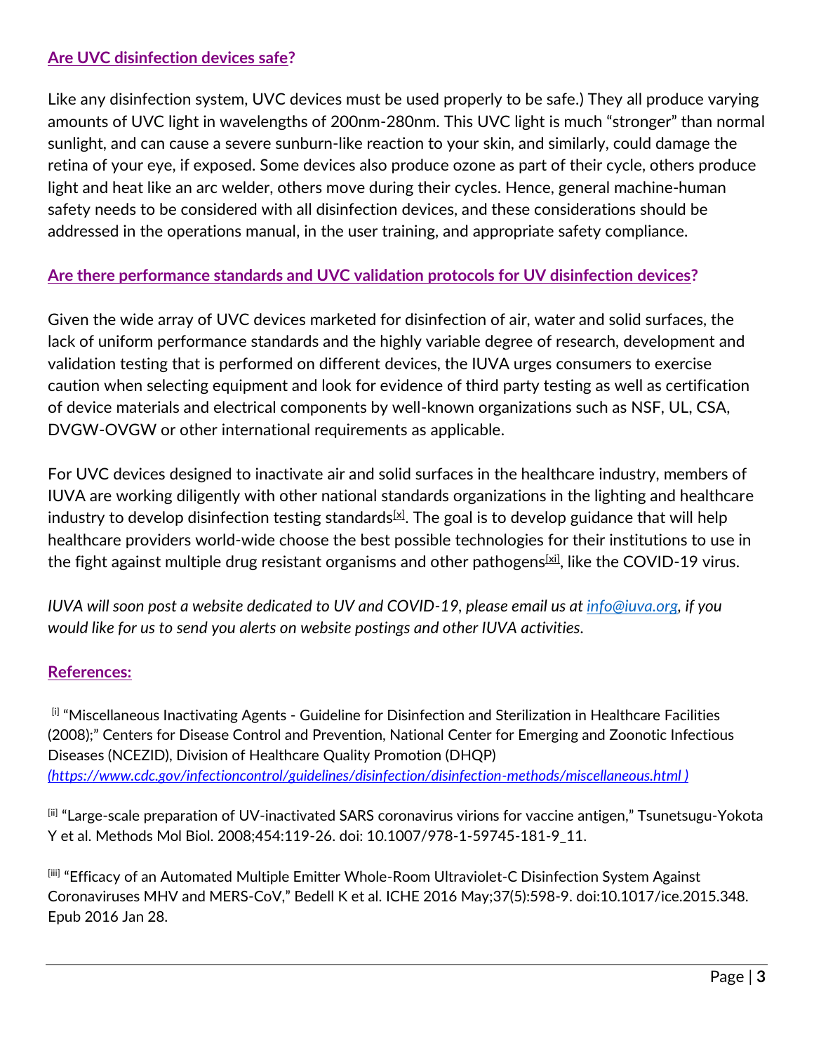## [Are UVC disinfection devices safe](#)?

Like any disinfection system, UVC devices must be used properly to be safe.) They all produce varying amounts of UVC light in wavelengths of 200nm-280nm. This UVC light is much "stronger" than normal sunlight, and can cause a severe sunburn-like reaction to your skin, and similarly, could damage the retina of your eye, if exposed. Some devices also produce ozone as part of their cycle, others produce light and heat like an arc welder, others move during their cycles. Hence, general machine-human safety needs to be considered with all disinfection devices, and these considerations should be addressed in the operations manual, in the user training, and appropriate safety compliance.

## [Are there performance standards and UVC validation protocols for UV disinfection devices](#)?

Given the wide array of UVC devices marketed for disinfection of air, water and solid surfaces, the lack of uniform performance standards and the highly variable degree of research, development and validation testing that is performed on different devices, the IUVA urges consumers to exercise caution when selecting equipment and look for evidence of third party testing as well as certification of device materials and electrical components by well-known organizations such as NSF, UL, CSA, DVGW-OVGW or other international requirements as applicable.

For UVC devices designed to inactivate air and solid surfaces in the healthcare industry, members of IUVA are working diligently with other national standards organizations in the lighting and healthcare industry to develop disinfection testing standards[x]. The goal is to develop guidance that will help healthcare providers world-wide choose the best possible technologies for their institutions to use in the fight against multiple drug resistant organisms and other pathogens[xi], like the COVID-19 virus.

*IUVA will soon post a website dedicated to UV and COVID-19, please email us at [info@iuva.org](mailto:info@iuva.org), if you would like for us to send you alerts on website postings and other IUVA activities.*

## References:

[i] "Miscellaneous Inactivating Agents - Guideline for Disinfection and Sterilization in Healthcare Facilities (2008);" Centers for Disease Control and Prevention, National Center for Emerging and Zoonotic Infectious Diseases (NCEZID), Division of Healthcare Quality Promotion (DHQP) *([https://www.cdc.gov/infectioncontrol/guidelines/disinfection/disinfection-methods/miscellaneous.html](https://www.cdc.gov/infectioncontrol/guidelines/disinfection/disinfection-methods/miscellaneous.html) )*

[ii] "Large-scale preparation of UV-inactivated SARS coronavirus virions for vaccine antigen," Tsunetsugu-Yokota Y et al. Methods Mol Biol. 2008;454:119-26. doi: 10.1007/978-1-59745-181-9_11.

[iii] "Efficacy of an Automated Multiple Emitter Whole-Room Ultraviolet-C Disinfection System Against Coronaviruses MHV and MERS-CoV," Bedell K et al. ICHE 2016 May;37(5):598-9. doi:10.1017/ice.2015.348. Epub 2016 Jan 28.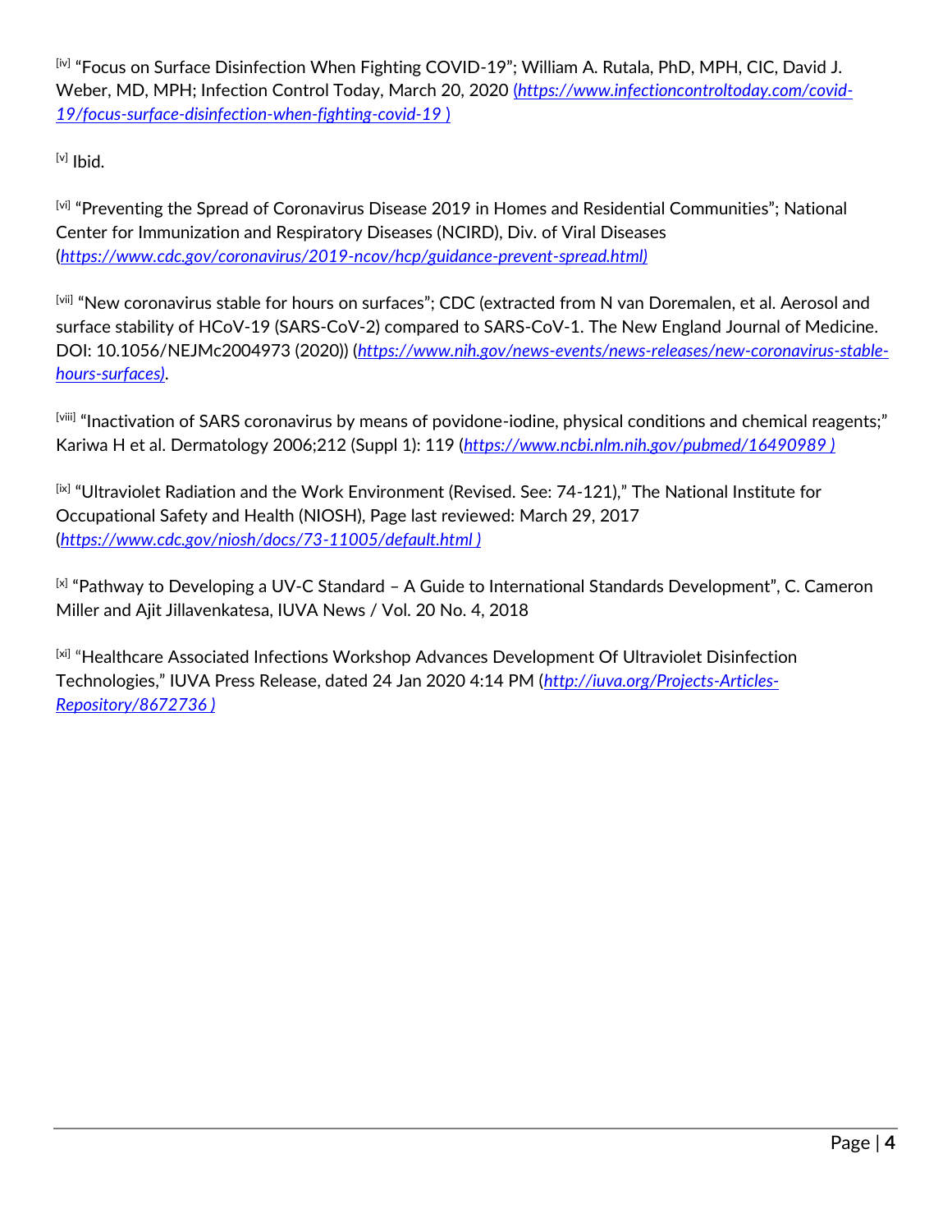[iv] "Focus on Surface Disinfection When Fighting COVID-19"; William A. Rutala, PhD, MPH, CIC, David J. Weber, MD, MPH; Infection Control Today, March 20, 2020 *(https://www.infectioncontroltoday.com/covid-19/focus-surface-disinfection-when-fighting-covid-19 )*

[v] Ibid.

[vi] "Preventing the Spread of Coronavirus Disease 2019 in Homes and Residential Communities"; National Center for Immunization and Respiratory Diseases (NCIRD), Div. of Viral Diseases (*https://www.cdc.gov/coronavirus/2019-ncov/hcp/guidance-prevent-spread.html)*

[vii] "New coronavirus stable for hours on surfaces"; CDC (extracted from N van Doremalen, et al. Aerosol and surface stability of HCoV-19 (SARS-CoV-2) compared to SARS-CoV-1. The New England Journal of Medicine. DOI: 10.1056/NEJMc2004973 (2020)) (*https://www.nih.gov/news-events/news-releases/new-coronavirus-stable-hours-surfaces)*.

[viii] "Inactivation of SARS coronavirus by means of povidone-iodine, physical conditions and chemical reagents;" Kariwa H et al. Dermatology 2006;212 (Suppl 1): 119 (*https://www.ncbi.nlm.nih.gov/pubmed/16490989 )*

[ix] "Ultraviolet Radiation and the Work Environment (Revised. See: 74-121)," The National Institute for Occupational Safety and Health (NIOSH), Page last reviewed: March 29, 2017 (*https://www.cdc.gov/niosh/docs/73-11005/default.html )*

[x] "Pathway to Developing a UV-C Standard – A Guide to International Standards Development", C. Cameron Miller and Ajit Jillavenkatesa, IUVA News / Vol. 20 No. 4, 2018

[xi] "Healthcare Associated Infections Workshop Advances Development Of Ultraviolet Disinfection Technologies," IUVA Press Release, dated 24 Jan 2020 4:14 PM (*http://iuva.org/Projects-Articles-Repository/8672736 )*